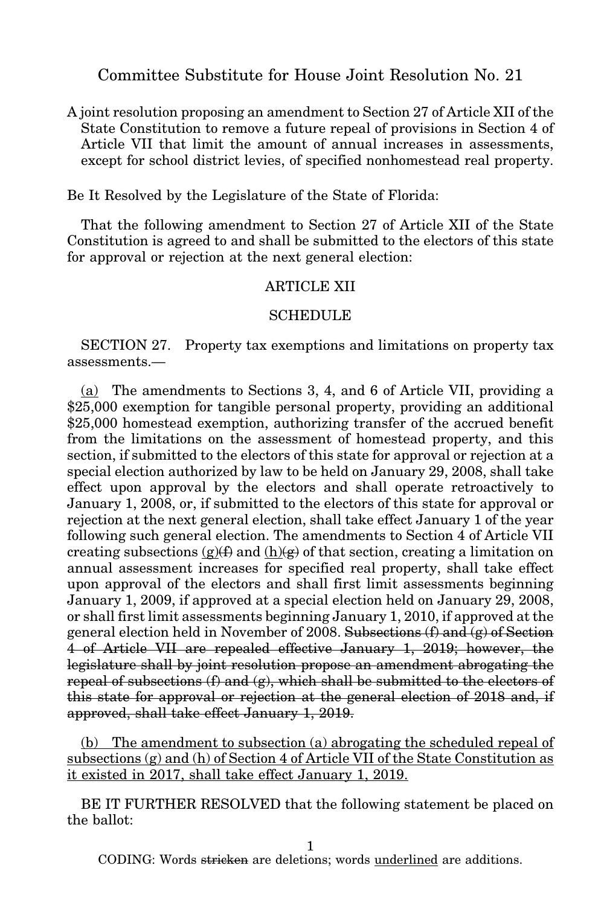# Committee Substitute for House Joint Resolution No. 21

A joint resolution proposing an amendment to Section 27 of Article XII of the State Constitution to remove a future repeal of provisions in Section 4 of Article VII that limit the amount of annual increases in assessments, except for school district levies, of specified nonhomestead real property.

Be It Resolved by the Legislature of the State of Florida:

That the following amendment to Section 27 of Article XII of the State Constitution is agreed to and shall be submitted to the electors of this state for approval or rejection at the next general election:

ARTICLE XII

SCHEDULE

SECTION 27. Property tax exemptions and limitations on property tax assessments.—

<u>(a)</u> The amendments to Sections 3, 4, and 6 of Article VII, providing a $25,000 exemption for tangible personal property, providing an additional $25,000 homestead exemption, authorizing transfer of the accrued benefit from the limitations on the assessment of homestead property, and this section, if submitted to the electors of this state for approval or rejection at a special election authorized by law to be held on January 29, 2008, shall take effect upon approval by the electors and shall operate retroactively to January 1, 2008, or, if submitted to the electors of this state for approval or rejection at the next general election, shall take effect January 1 of the year following such general election. The amendments to Section 4 of Article VII creating subsections <u>(g)</u>~~(f)~~ and <u>(h)</u>~~(g)~~ of that section, creating a limitation on annual assessment increases for specified real property, shall take effect upon approval of the electors and shall first limit assessments beginning January 1, 2009, if approved at a special election held on January 29, 2008, or shall first limit assessments beginning January 1, 2010, if approved at the general election held in November of 2008. ~~Subsections (f) and (g) of Section 4 of Article VII are repealed effective January 1, 2019; however, the legislature shall by joint resolution propose an amendment abrogating the repeal of subsections (f) and (g), which shall be submitted to the electors of this state for approval or rejection at the general election of 2018 and, if approved, shall take effect January 1, 2019.~~

<u>(b) The amendment to subsection (a) abrogating the scheduled repeal of subsections (g) and (h) of Section 4 of Article VII of the State Constitution as it existed in 2017, shall take effect January 1, 2019.</u>

BE IT FURTHER RESOLVED that the following statement be placed on the ballot: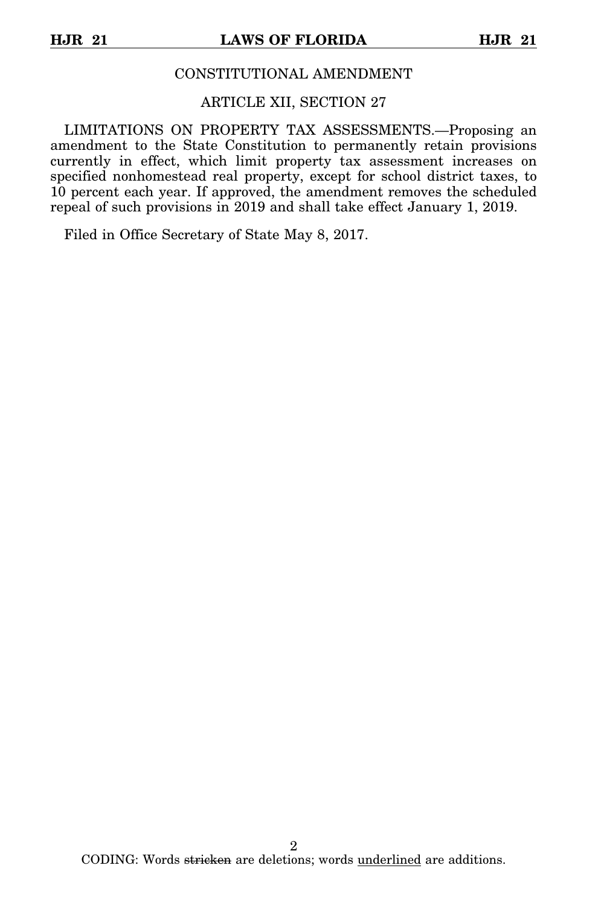CONSTITUTIONAL AMENDMENT

ARTICLE XII, SECTION 27

LIMITATIONS ON PROPERTY TAX ASSESSMENTS.—Proposing an amendment to the State Constitution to permanently retain provisions currently in effect, which limit property tax assessment increases on specified nonhomestead real property, except for school district taxes, to 10 percent each year. If approved, the amendment removes the scheduled repeal of such provisions in 2019 and shall take effect January 1, 2019.

Filed in Office Secretary of State May 8, 2017.